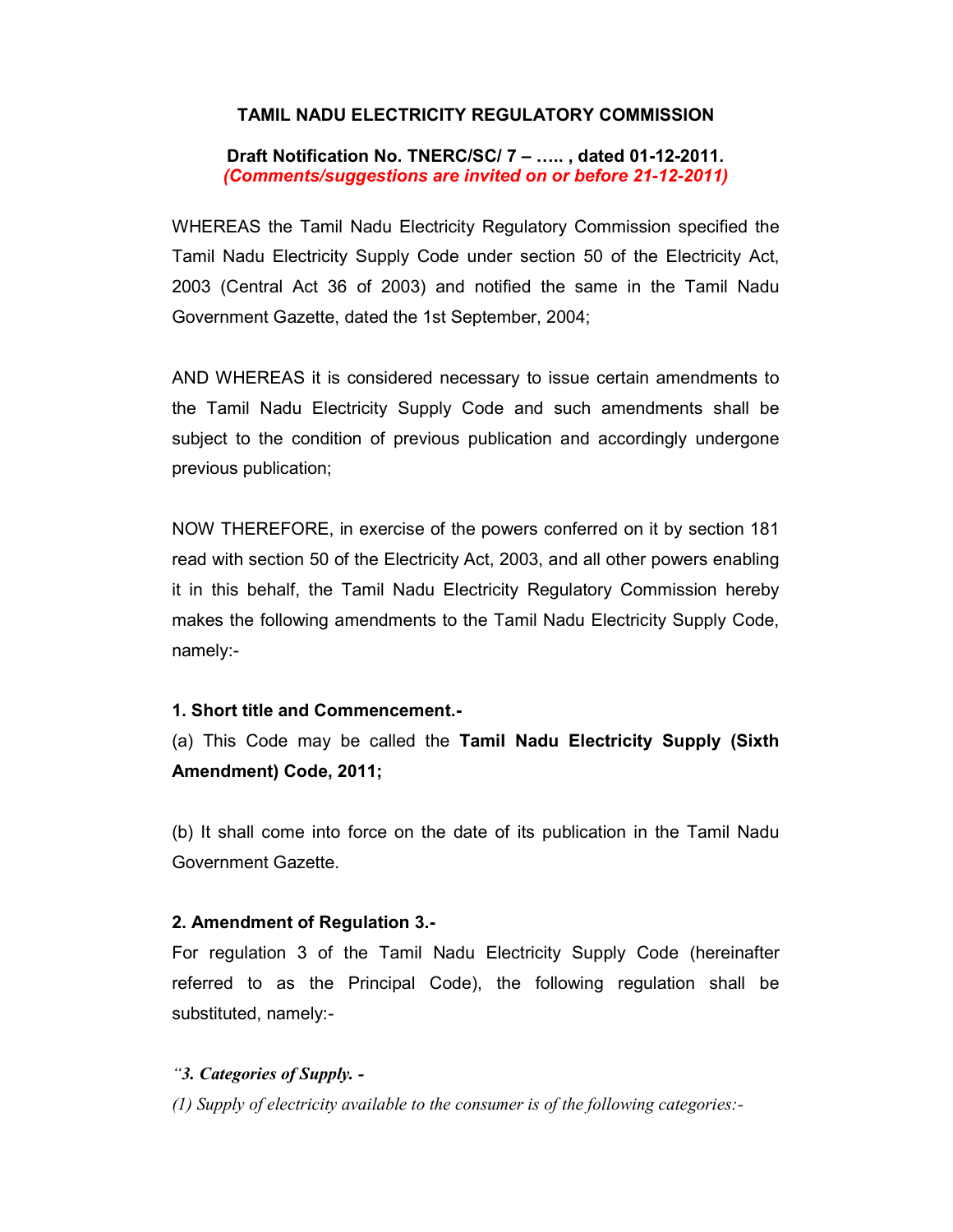# TAMIL NADU ELECTRICITY REGULATORY COMMISSION

**Draft Notification No. TNERC/SC/ 7 – ….. , dated 01-12-2011.**
***(Comments/suggestions are invited on or before 21-12-2011)***

WHEREAS the Tamil Nadu Electricity Regulatory Commission specified the Tamil Nadu Electricity Supply Code under section 50 of the Electricity Act, 2003 (Central Act 36 of 2003) and notified the same in the Tamil Nadu Government Gazette, dated the 1st September, 2004;

AND WHEREAS it is considered necessary to issue certain amendments to the Tamil Nadu Electricity Supply Code and such amendments shall be subject to the condition of previous publication and accordingly undergone previous publication;

NOW THEREFORE, in exercise of the powers conferred on it by section 181 read with section 50 of the Electricity Act, 2003, and all other powers enabling it in this behalf, the Tamil Nadu Electricity Regulatory Commission hereby makes the following amendments to the Tamil Nadu Electricity Supply Code, namely:-

**1. Short title and Commencement.-**

(a) This Code may be called the **Tamil Nadu Electricity Supply (Sixth Amendment) Code, 2011;**

(b) It shall come into force on the date of its publication in the Tamil Nadu Government Gazette.

**2. Amendment of Regulation 3.-**

For regulation 3 of the Tamil Nadu Electricity Supply Code (hereinafter referred to as the Principal Code), the following regulation shall be substituted, namely:-

*"**3. Categories of Supply. -***

*(1) Supply of electricity available to the consumer is of the following categories:-*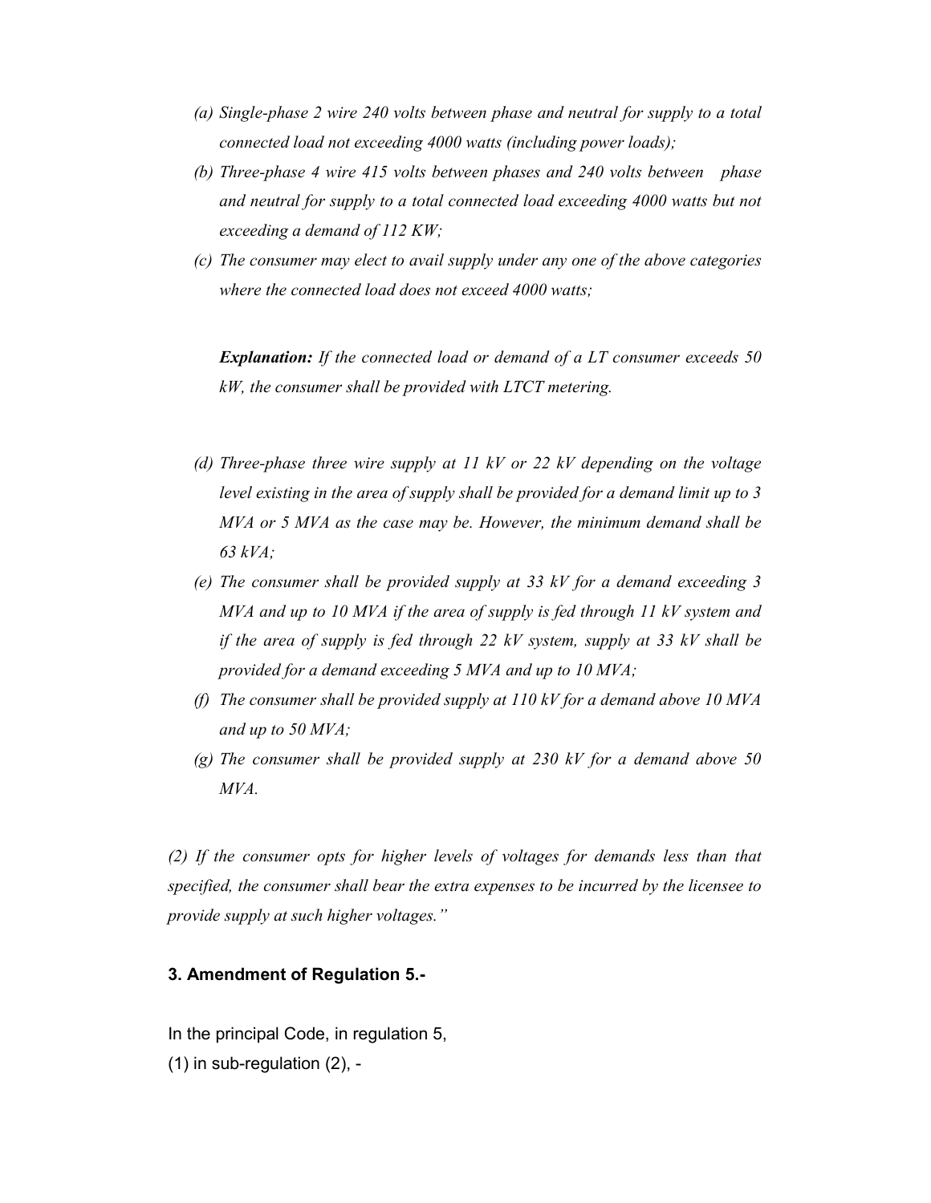*(a) Single-phase 2 wire 240 volts between phase and neutral for supply to a total connected load not exceeding 4000 watts (including power loads);*

*(b) Three-phase 4 wire 415 volts between phases and 240 volts between phase and neutral for supply to a total connected load exceeding 4000 watts but not exceeding a demand of 112 KW;*

*(c) The consumer may elect to avail supply under any one of the above categories where the connected load does not exceed 4000 watts;*

***Explanation:** If the connected load or demand of a LT consumer exceeds 50 kW, the consumer shall be provided with LTCT metering.*

*(d) Three-phase three wire supply at 11 kV or 22 kV depending on the voltage level existing in the area of supply shall be provided for a demand limit up to 3 MVA or 5 MVA as the case may be. However, the minimum demand shall be 63 kVA;*

*(e) The consumer shall be provided supply at 33 kV for a demand exceeding 3 MVA and up to 10 MVA if the area of supply is fed through 11 kV system and if the area of supply is fed through 22 kV system, supply at 33 kV shall be provided for a demand exceeding 5 MVA and up to 10 MVA;*

*(f) The consumer shall be provided supply at 110 kV for a demand above 10 MVA and up to 50 MVA;*

*(g) The consumer shall be provided supply at 230 kV for a demand above 50 MVA.*

*(2) If the consumer opts for higher levels of voltages for demands less than that specified, the consumer shall bear the extra expenses to be incurred by the licensee to provide supply at such higher voltages."*

**3. Amendment of Regulation 5.-**

In the principal Code, in regulation 5,

(1) in sub-regulation (2), -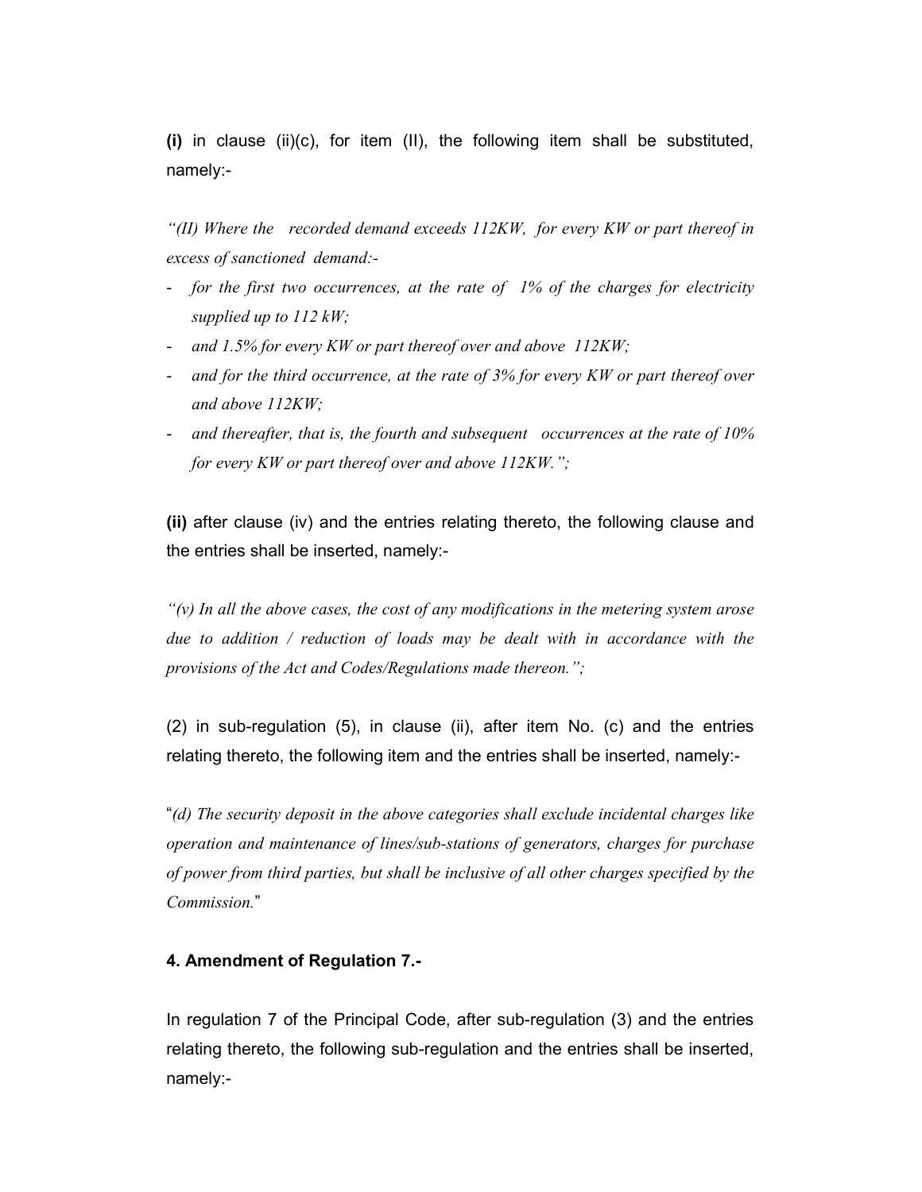**(i)** in clause (ii)(c), for item (II), the following item shall be substituted, namely:-

*"(II) Where the recorded demand exceeds 112KW, for every KW or part thereof in excess of sanctioned demand:-*

- *for the first two occurrences, at the rate of 1% of the charges for electricity supplied up to 112 kW;*
- *and 1.5% for every KW or part thereof over and above 112KW;*
- *and for the third occurrence, at the rate of 3% for every KW or part thereof over and above 112KW;*
- *and thereafter, that is, the fourth and subsequent occurrences at the rate of 10% for every KW or part thereof over and above 112KW.";*

**(ii)** after clause (iv) and the entries relating thereto, the following clause and the entries shall be inserted, namely:-

*"(v) In all the above cases, the cost of any modifications in the metering system arose due to addition / reduction of loads may be dealt with in accordance with the provisions of the Act and Codes/Regulations made thereon.";*

(2) in sub-regulation (5), in clause (ii), after item No. (c) and the entries relating thereto, the following item and the entries shall be inserted, namely:-

"*(d) The security deposit in the above categories shall exclude incidental charges like operation and maintenance of lines/sub-stations of generators, charges for purchase of power from third parties, but shall be inclusive of all other charges specified by the Commission.*"

**4. Amendment of Regulation 7.-**

In regulation 7 of the Principal Code, after sub-regulation (3) and the entries relating thereto, the following sub-regulation and the entries shall be inserted, namely:-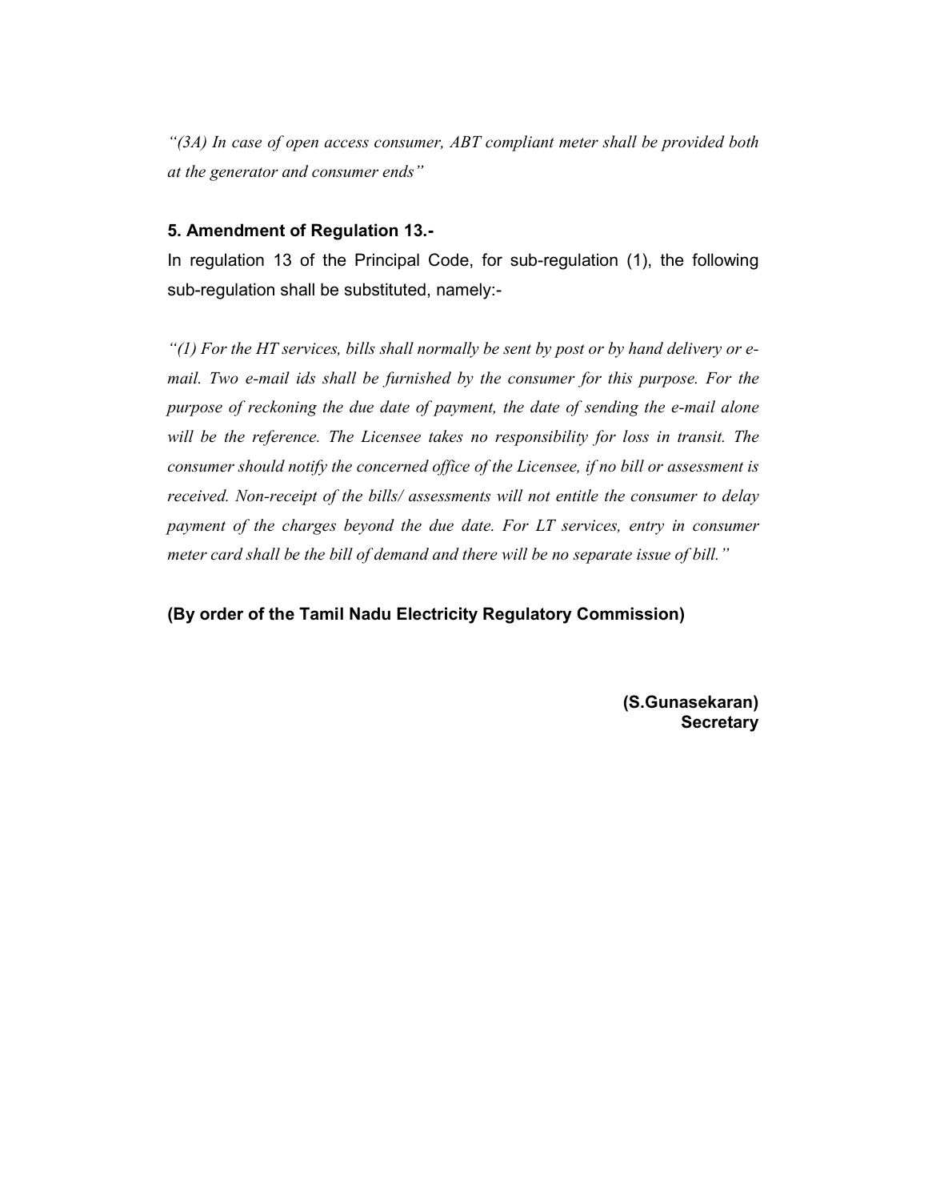*“(3A) In case of open access consumer, ABT compliant meter shall be provided both at the generator and consumer ends”*

**5. Amendment of Regulation 13.-**

In regulation 13 of the Principal Code, for sub-regulation (1), the following sub-regulation shall be substituted, namely:-

*“(1) For the HT services, bills shall normally be sent by post or by hand delivery or e-mail. Two e-mail ids shall be furnished by the consumer for this purpose. For the purpose of reckoning the due date of payment, the date of sending the e-mail alone will be the reference. The Licensee takes no responsibility for loss in transit. The consumer should notify the concerned office of the Licensee, if no bill or assessment is received. Non-receipt of the bills/ assessments will not entitle the consumer to delay payment of the charges beyond the due date. For LT services, entry in consumer meter card shall be the bill of demand and there will be no separate issue of bill.”*

**(By order of the Tamil Nadu Electricity Regulatory Commission)**

**(S.Gunasekaran)**
**Secretary**